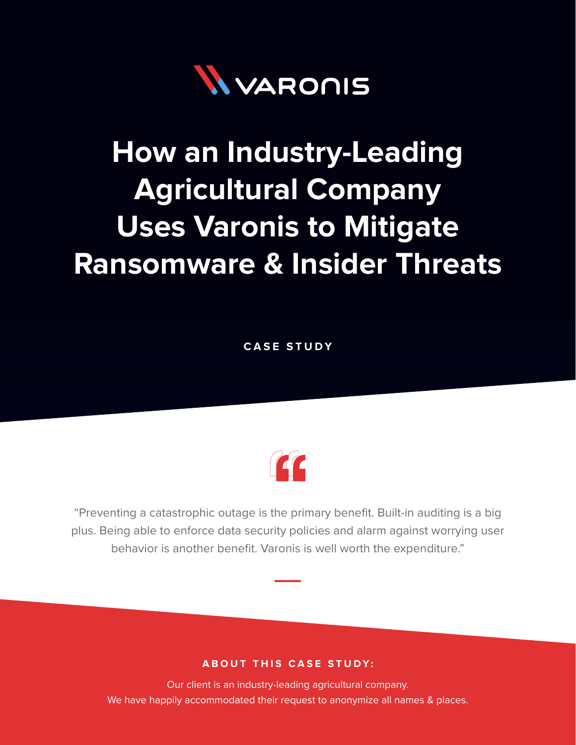VARONIS

# How an Industry-Leading Agricultural Company Uses Varonis to Mitigate Ransomware & Insider Threats

**CASE STUDY**

"Preventing a catastrophic outage is the primary benefit. Built-in auditing is a big plus. Being able to enforce data security policies and alarm against worrying user behavior is another benefit. Varonis is well worth the expenditure."

**ABOUT THIS CASE STUDY:**

Our client is an industry-leading agricultural company.
We have happily accommodated their request to anonymize all names & places.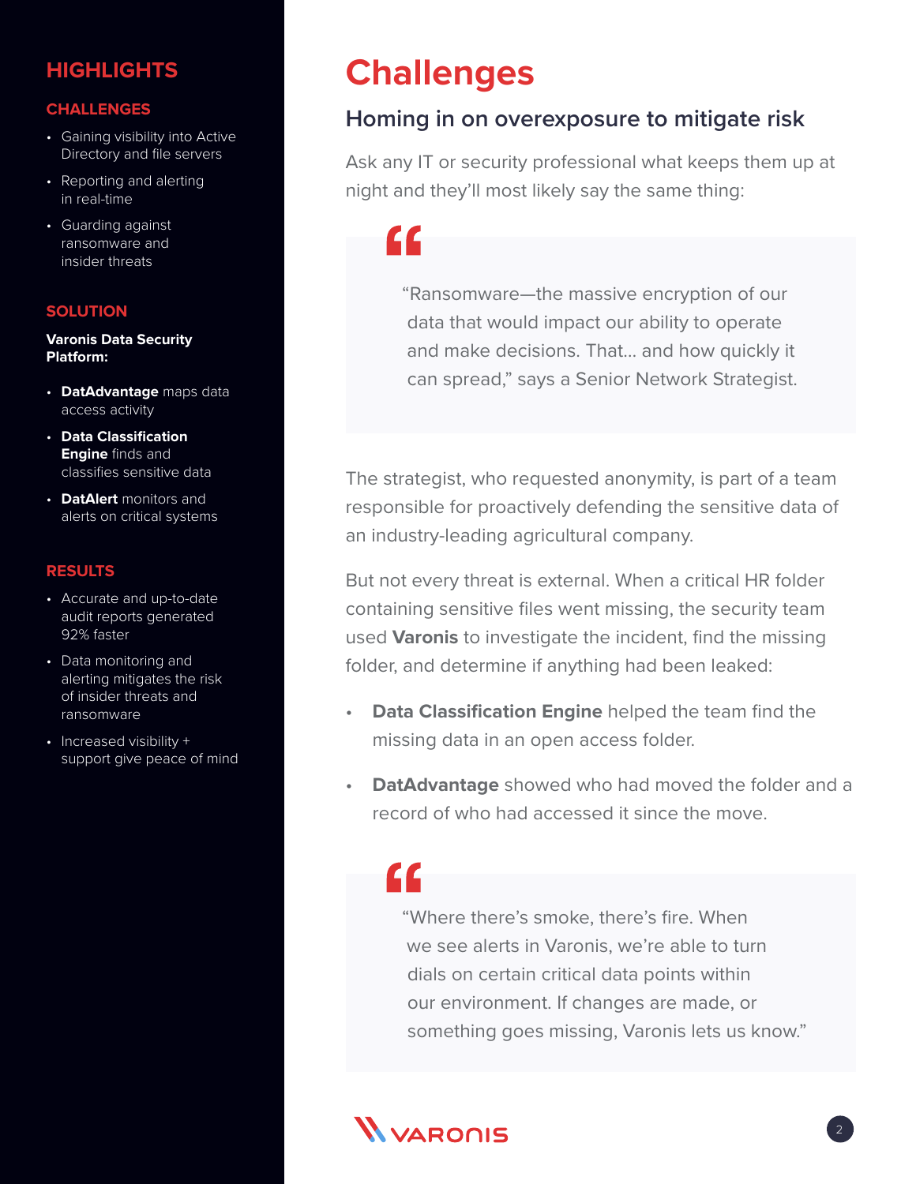## HIGHLIGHTS

### CHALLENGES

- Gaining visibility into Active Directory and file servers
- Reporting and alerting in real-time
- Guarding against ransomware and insider threats

### SOLUTION

**Varonis Data Security Platform:**

- **DatAdvantage** maps data access activity
- **Data Classification Engine** finds and classifies sensitive data
- **DatAlert** monitors and alerts on critical systems

### RESULTS

- Accurate and up-to-date audit reports generated 92% faster
- Data monitoring and alerting mitigates the risk of insider threats and ransomware
- Increased visibility + support give peace of mind

# Challenges

## Homing in on overexposure to mitigate risk

Ask any IT or security professional what keeps them up at night and they'll most likely say the same thing:

> "Ransomware—the massive encryption of our data that would impact our ability to operate and make decisions. That… and how quickly it can spread," says a Senior Network Strategist.

The strategist, who requested anonymity, is part of a team responsible for proactively defending the sensitive data of an industry-leading agricultural company.

But not every threat is external. When a critical HR folder containing sensitive files went missing, the security team used **Varonis** to investigate the incident, find the missing folder, and determine if anything had been leaked:

- **Data Classification Engine** helped the team find the missing data in an open access folder.
- **DatAdvantage** showed who had moved the folder and a record of who had accessed it since the move.

> "Where there's smoke, there's fire. When we see alerts in Varonis, we're able to turn dials on certain critical data points within our environment. If changes are made, or something goes missing, Varonis lets us know."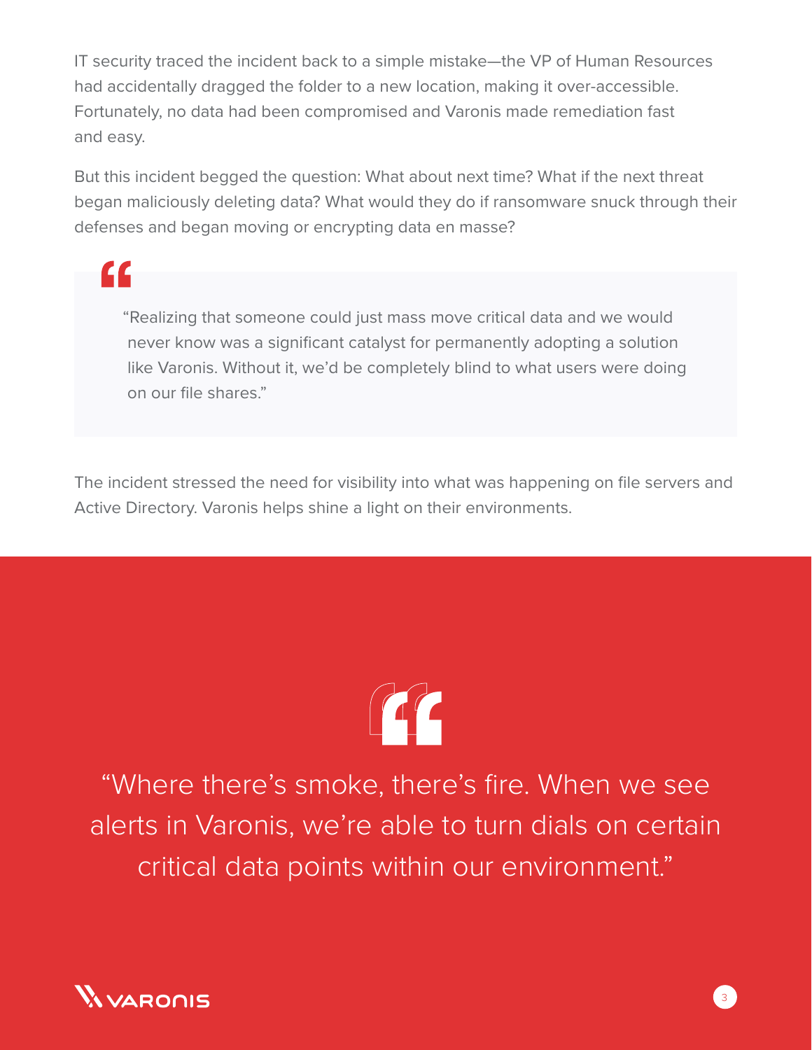IT security traced the incident back to a simple mistake—the VP of Human Resources had accidentally dragged the folder to a new location, making it over-accessible. Fortunately, no data had been compromised and Varonis made remediation fast and easy.

But this incident begged the question: What about next time? What if the next threat began maliciously deleting data? What would they do if ransomware snuck through their defenses and began moving or encrypting data en masse?

> “Realizing that someone could just mass move critical data and we would never know was a significant catalyst for permanently adopting a solution like Varonis. Without it, we’d be completely blind to what users were doing on our file shares.”

The incident stressed the need for visibility into what was happening on file servers and Active Directory. Varonis helps shine a light on their environments.

> “Where there’s smoke, there’s fire. When we see alerts in Varonis, we’re able to turn dials on certain critical data points within our environment.”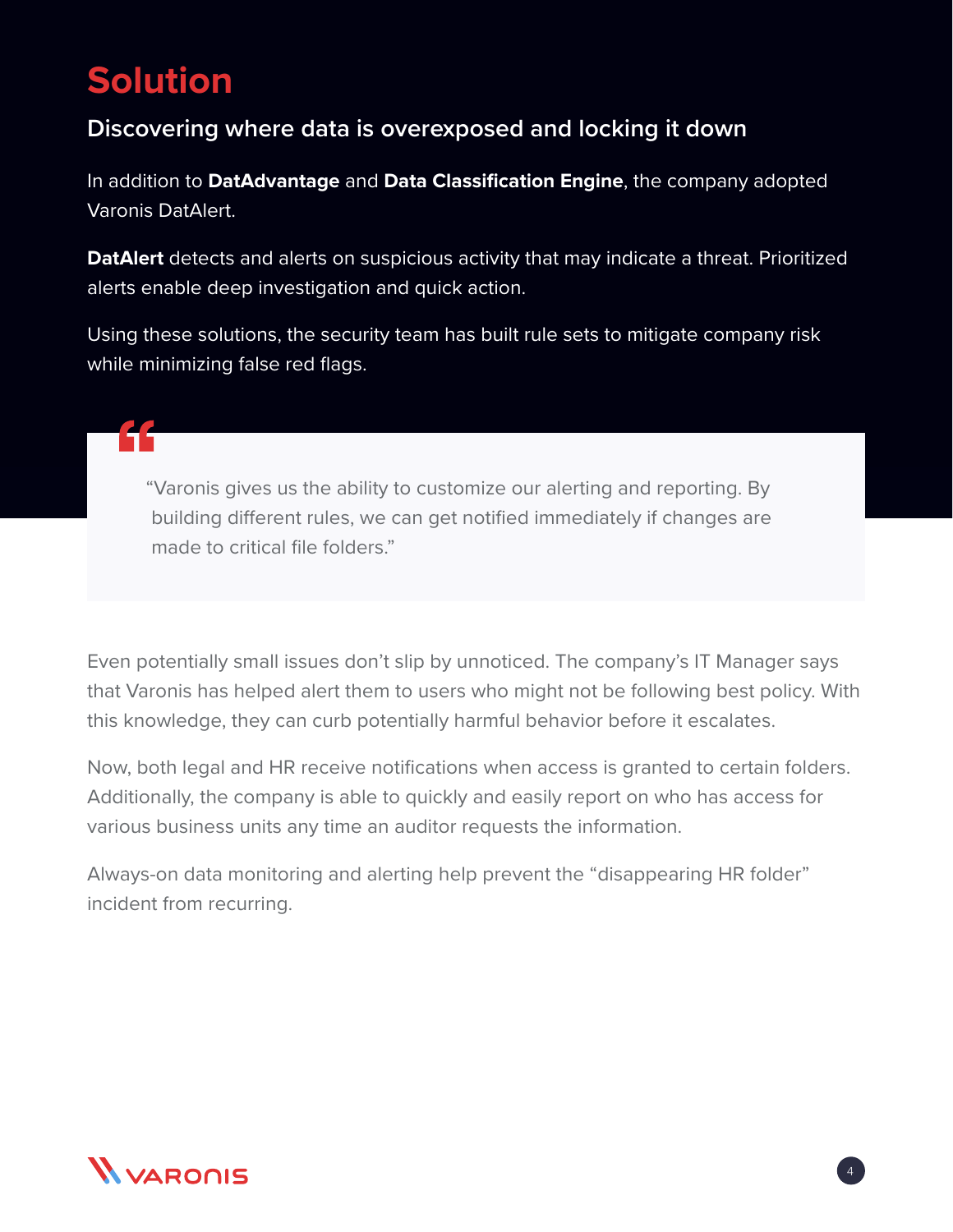# Solution

## Discovering where data is overexposed and locking it down

In addition to **DatAdvantage** and **Data Classification Engine**, the company adopted Varonis DatAlert.

**DatAlert** detects and alerts on suspicious activity that may indicate a threat. Prioritized alerts enable deep investigation and quick action.

Using these solutions, the security team has built rule sets to mitigate company risk while minimizing false red flags.

> "Varonis gives us the ability to customize our alerting and reporting. By building different rules, we can get notified immediately if changes are made to critical file folders."

Even potentially small issues don't slip by unnoticed. The company's IT Manager says that Varonis has helped alert them to users who might not be following best policy. With this knowledge, they can curb potentially harmful behavior before it escalates.

Now, both legal and HR receive notifications when access is granted to certain folders. Additionally, the company is able to quickly and easily report on who has access for various business units any time an auditor requests the information.

Always-on data monitoring and alerting help prevent the "disappearing HR folder" incident from recurring.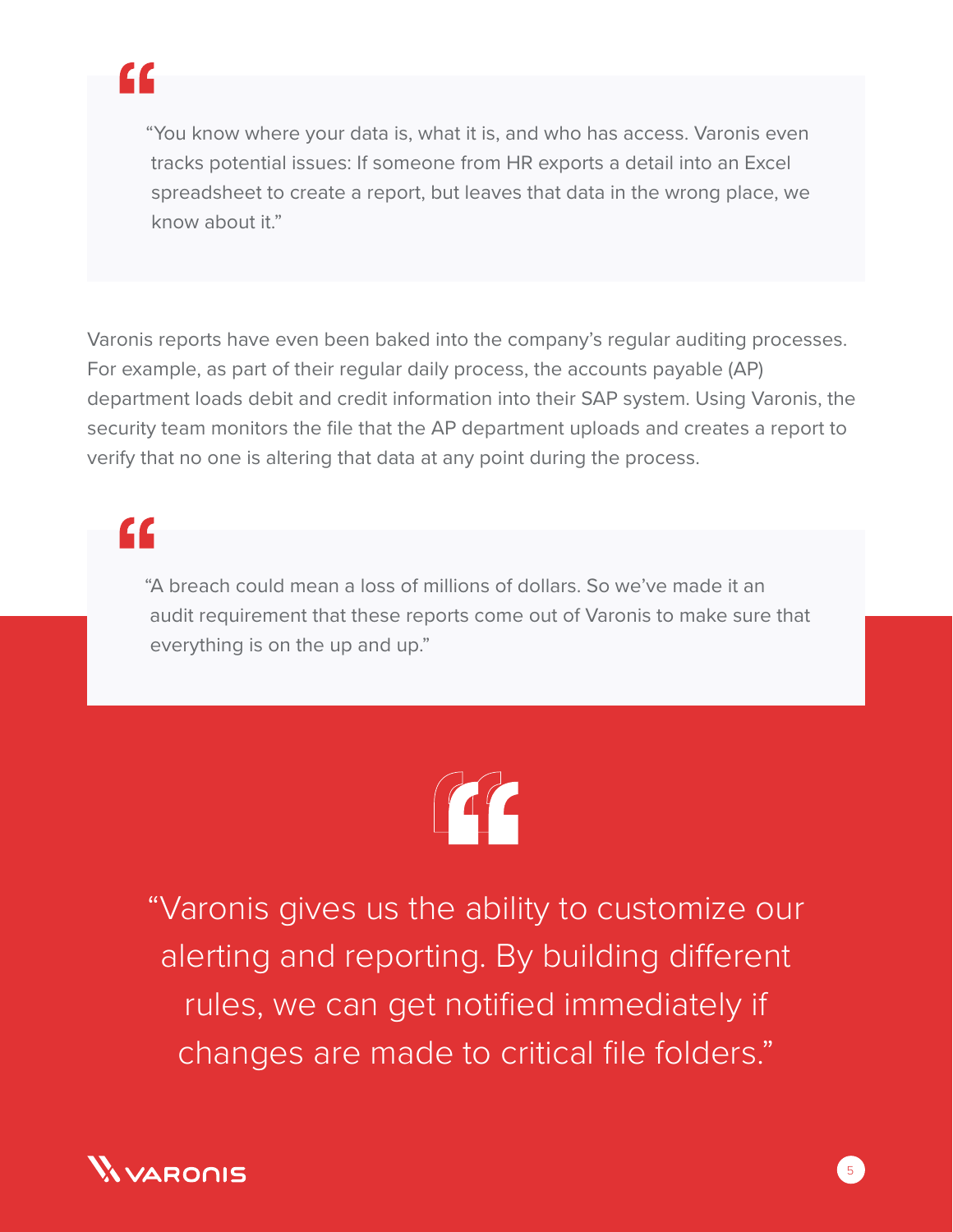> “You know where your data is, what it is, and who has access. Varonis even tracks potential issues: If someone from HR exports a detail into an Excel spreadsheet to create a report, but leaves that data in the wrong place, we know about it.”

Varonis reports have even been baked into the company’s regular auditing processes. For example, as part of their regular daily process, the accounts payable (AP) department loads debit and credit information into their SAP system. Using Varonis, the security team monitors the file that the AP department uploads and creates a report to verify that no one is altering that data at any point during the process.

> “A breach could mean a loss of millions of dollars. So we’ve made it an audit requirement that these reports come out of Varonis to make sure that everything is on the up and up.”

> “Varonis gives us the ability to customize our alerting and reporting. By building different rules, we can get notified immediately if changes are made to critical file folders.”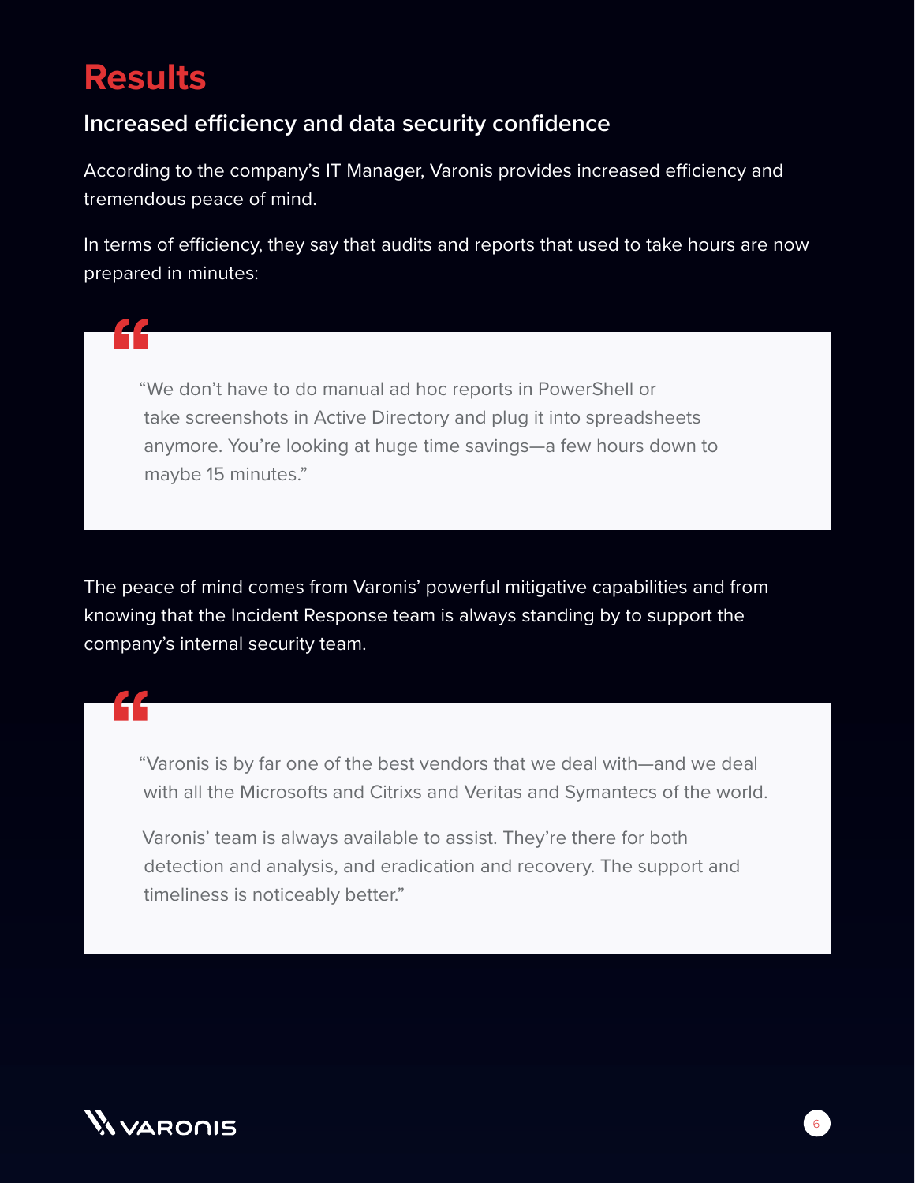# Results

### Increased efficiency and data security confidence

According to the company's IT Manager, Varonis provides increased efficiency and tremendous peace of mind.

In terms of efficiency, they say that audits and reports that used to take hours are now prepared in minutes:

> "We don't have to do manual ad hoc reports in PowerShell or take screenshots in Active Directory and plug it into spreadsheets anymore. You're looking at huge time savings—a few hours down to maybe 15 minutes."

The peace of mind comes from Varonis' powerful mitigative capabilities and from knowing that the Incident Response team is always standing by to support the company's internal security team.

> "Varonis is by far one of the best vendors that we deal with—and we deal with all the Microsofts and Citrixs and Veritas and Symantecs of the world.
>
> Varonis' team is always available to assist. They're there for both detection and analysis, and eradication and recovery. The support and timeliness is noticeably better."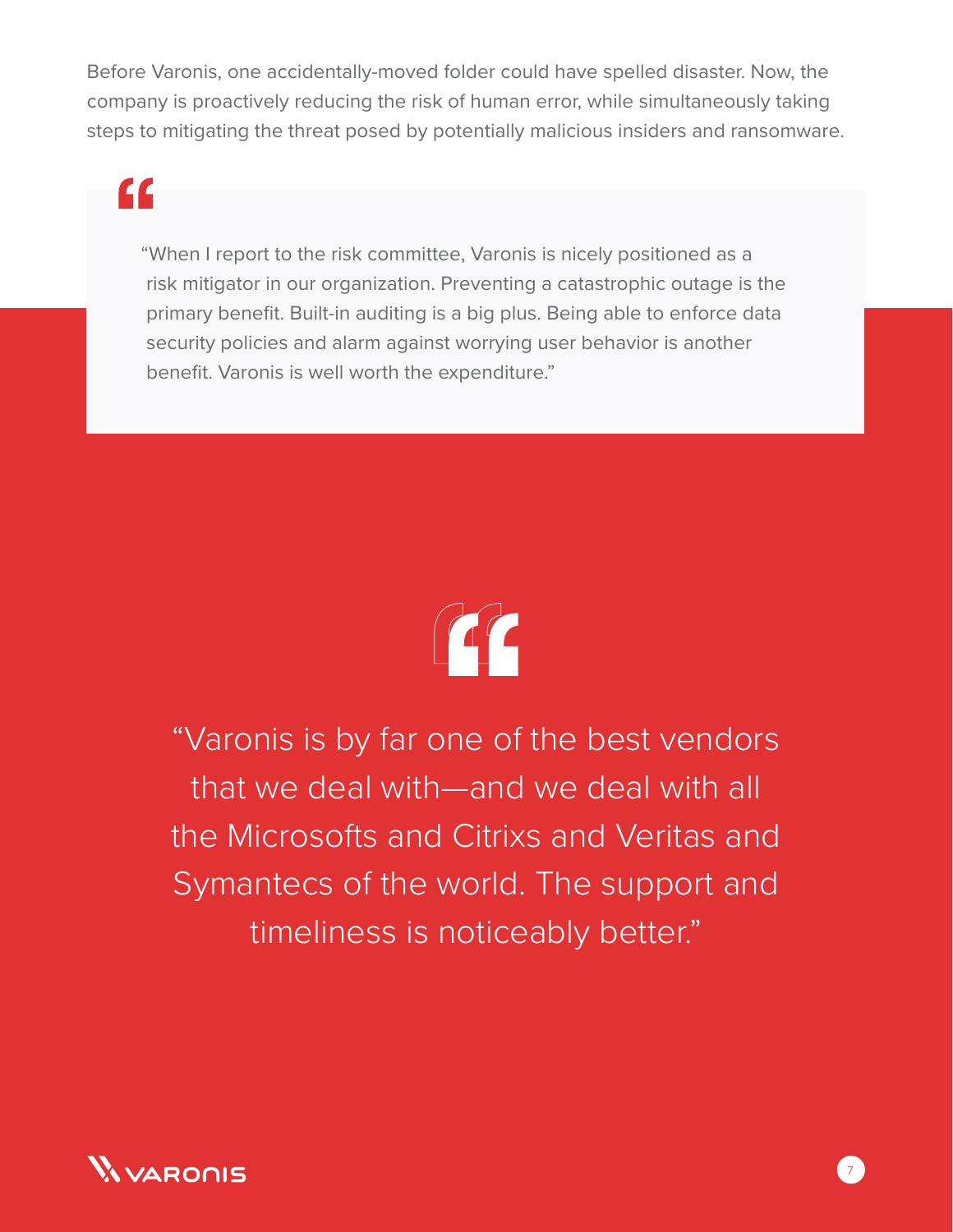Before Varonis, one accidentally-moved folder could have spelled disaster. Now, the company is proactively reducing the risk of human error, while simultaneously taking steps to mitigating the threat posed by potentially malicious insiders and ransomware.

> “When I report to the risk committee, Varonis is nicely positioned as a risk mitigator in our organization. Preventing a catastrophic outage is the primary benefit. Built-in auditing is a big plus. Being able to enforce data security policies and alarm against worrying user behavior is another benefit. Varonis is well worth the expenditure.”

> “Varonis is by far one of the best vendors that we deal with—and we deal with all the Microsofts and Citrixs and Veritas and Symantecs of the world. The support and timeliness is noticeably better.”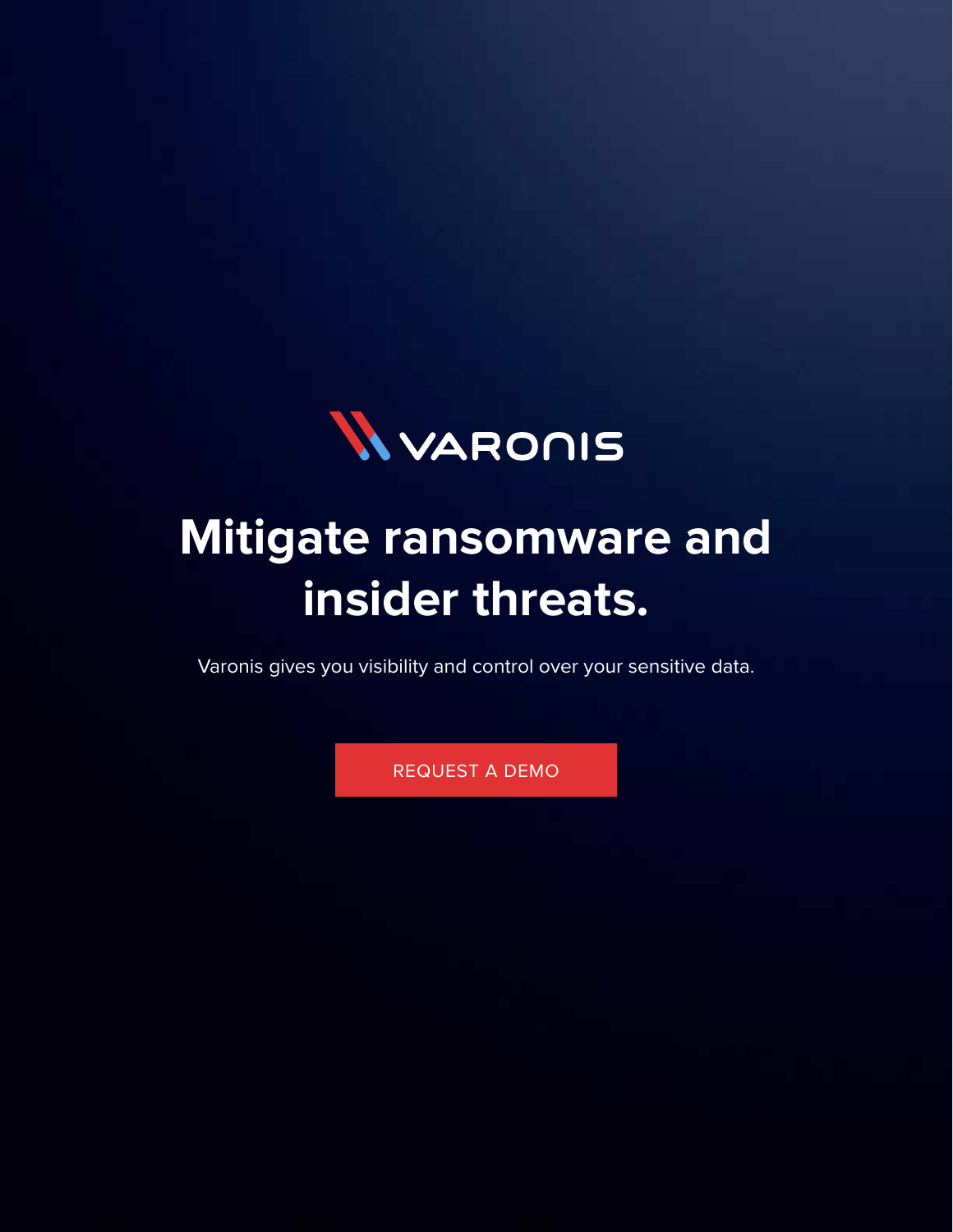VARONIS

# Mitigate ransomware and insider threats.

Varonis gives you visibility and control over your sensitive data.

REQUEST A DEMO